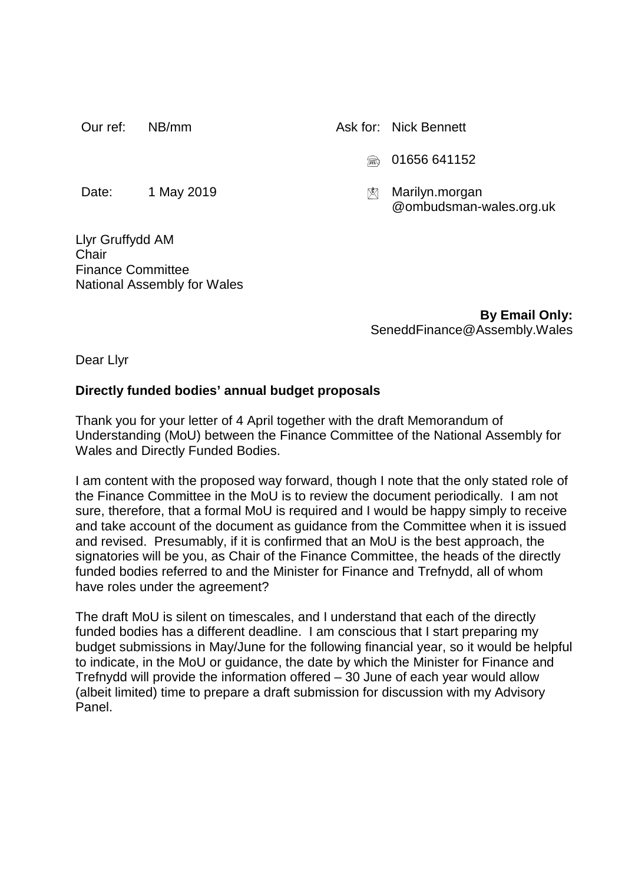Our ref: NB/mm

Ask for: Nick Bennett

01656 641152

Date: 1 May 2019

Marilyn.morgan@ombudsman-wales.org.uk

Llyr Gruffydd AM
Chair
Finance Committee
National Assembly for Wales

**By Email Only:**
SeneddFinance@Assembly.Wales

Dear Llyr

**Directly funded bodies' annual budget proposals**

Thank you for your letter of 4 April together with the draft Memorandum of Understanding (MoU) between the Finance Committee of the National Assembly for Wales and Directly Funded Bodies.

I am content with the proposed way forward, though I note that the only stated role of the Finance Committee in the MoU is to review the document periodically. I am not sure, therefore, that a formal MoU is required and I would be happy simply to receive and take account of the document as guidance from the Committee when it is issued and revised. Presumably, if it is confirmed that an MoU is the best approach, the signatories will be you, as Chair of the Finance Committee, the heads of the directly funded bodies referred to and the Minister for Finance and Trefnydd, all of whom have roles under the agreement?

The draft MoU is silent on timescales, and I understand that each of the directly funded bodies has a different deadline. I am conscious that I start preparing my budget submissions in May/June for the following financial year, so it would be helpful to indicate, in the MoU or guidance, the date by which the Minister for Finance and Trefnydd will provide the information offered – 30 June of each year would allow (albeit limited) time to prepare a draft submission for discussion with my Advisory Panel.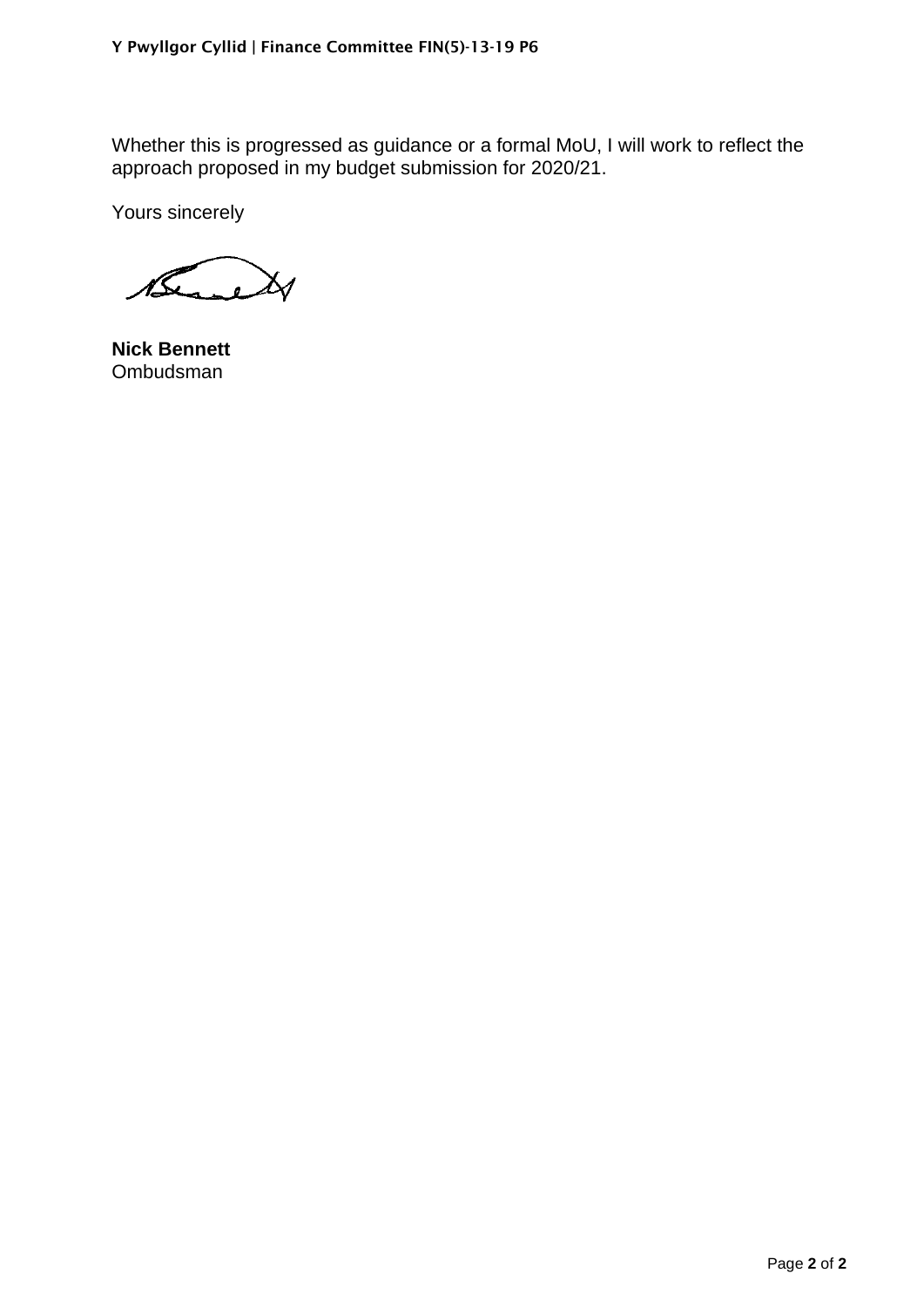Whether this is progressed as guidance or a formal MoU, I will work to reflect the approach proposed in my budget submission for 2020/21.

Yours sincerely

**Nick Bennett**
Ombudsman